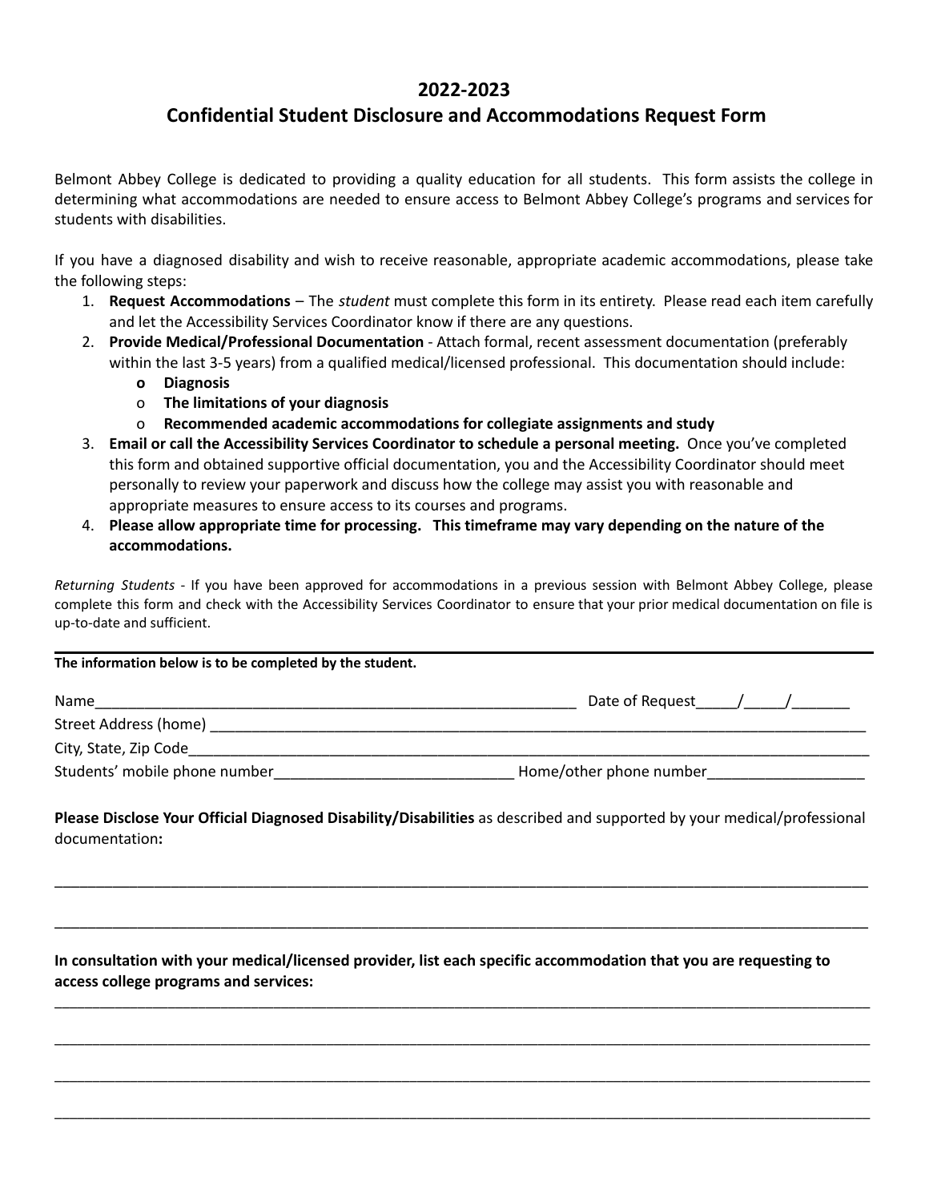# 2022-2023

## Confidential Student Disclosure and Accommodations Request Form

Belmont Abbey College is dedicated to providing a quality education for all students. This form assists the college in determining what accommodations are needed to ensure access to Belmont Abbey College's programs and services for students with disabilities.

If you have a diagnosed disability and wish to receive reasonable, appropriate academic accommodations, please take the following steps:

1. **Request Accommodations** – The *student* must complete this form in its entirety. Please read each item carefully and let the Accessibility Services Coordinator know if there are any questions.
2. **Provide Medical/Professional Documentation** - Attach formal, recent assessment documentation (preferably within the last 3-5 years) from a qualified medical/licensed professional. This documentation should include:
   - **Diagnosis**
   - **The limitations of your diagnosis**
   - **Recommended academic accommodations for collegiate assignments and study**
3. **Email or call the Accessibility Services Coordinator to schedule a personal meeting.** Once you've completed this form and obtained supportive official documentation, you and the Accessibility Coordinator should meet personally to review your paperwork and discuss how the college may assist you with reasonable and appropriate measures to ensure access to its courses and programs.
4. **Please allow appropriate time for processing. This timeframe may vary depending on the nature of the accommodations.**

*Returning Students* - If you have been approved for accommodations in a previous session with Belmont Abbey College, please complete this form and check with the Accessibility Services Coordinator to ensure that your prior medical documentation on file is up-to-date and sufficient.

---

**The information below is to be completed by the student.**

Name____________________________________________________________ Date of Request_____/_____/_______

Street Address (home) ______________________________________________________________________________________

City, State, Zip Code________________________________________________________________________________________

Students' mobile phone number_____________________________ Home/other phone number___________________

**Please Disclose Your Official Diagnosed Disability/Disabilities** as described and supported by your medical/professional documentation**:**

_____________________________________________________________________________________________________

_____________________________________________________________________________________________________

**In consultation with your medical/licensed provider, list each specific accommodation that you are requesting to access college programs and services:**

_____________________________________________________________________________________________________

_____________________________________________________________________________________________________

_____________________________________________________________________________________________________

_____________________________________________________________________________________________________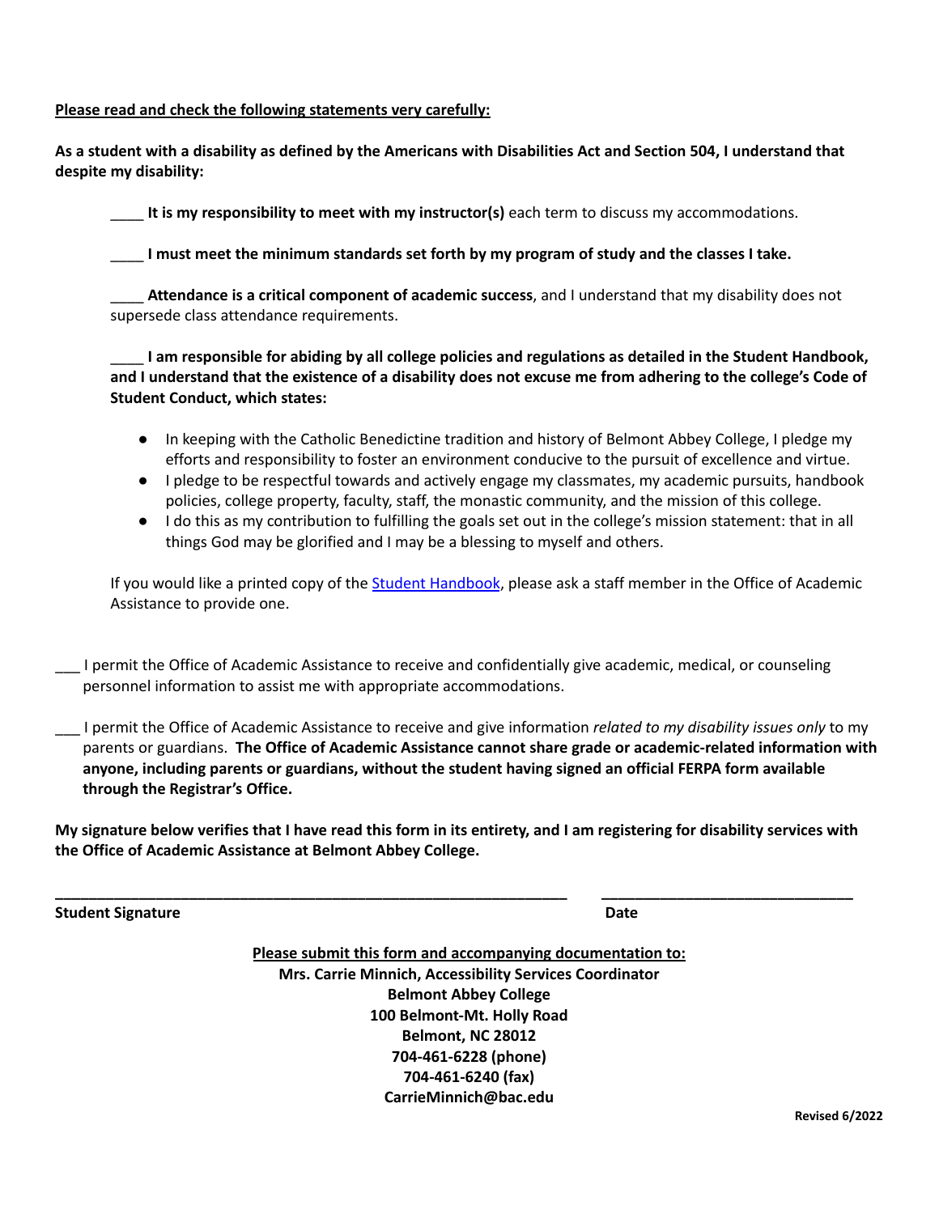**Please read and check the following statements very carefully:**

**As a student with a disability as defined by the Americans with Disabilities Act and Section 504, I understand that despite my disability:**

____ **It is my responsibility to meet with my instructor(s)** each term to discuss my accommodations.

____ **I must meet the minimum standards set forth by my program of study and the classes I take.**

____ **Attendance is a critical component of academic success**, and I understand that my disability does not supersede class attendance requirements.

____ **I am responsible for abiding by all college policies and regulations as detailed in the Student Handbook, and I understand that the existence of a disability does not excuse me from adhering to the college's Code of Student Conduct, which states:**

- In keeping with the Catholic Benedictine tradition and history of Belmont Abbey College, I pledge my efforts and responsibility to foster an environment conducive to the pursuit of excellence and virtue.
- I pledge to be respectful towards and actively engage my classmates, my academic pursuits, handbook policies, college property, faculty, staff, the monastic community, and the mission of this college.
- I do this as my contribution to fulfilling the goals set out in the college's mission statement: that in all things God may be glorified and I may be a blessing to myself and others.

If you would like a printed copy of the Student Handbook, please ask a staff member in the Office of Academic Assistance to provide one.

___ I permit the Office of Academic Assistance to receive and confidentially give academic, medical, or counseling personnel information to assist me with appropriate accommodations.

___ I permit the Office of Academic Assistance to receive and give information *related to my disability issues only* to my parents or guardians. **The Office of Academic Assistance cannot share grade or academic-related information with anyone, including parents or guardians, without the student having signed an official FERPA form available through the Registrar's Office.**

**My signature below verifies that I have read this form in its entirety, and I am registering for disability services with the Office of Academic Assistance at Belmont Abbey College.**

_______________________________________________ _______________________

**Student Signature** **Date**

**Please submit this form and accompanying documentation to:**
**Mrs. Carrie Minnich, Accessibility Services Coordinator**
**Belmont Abbey College**
**100 Belmont-Mt. Holly Road**
**Belmont, NC 28012**
**704-461-6228 (phone)**
**704-461-6240 (fax)**
**CarrieMinnich@bac.edu**

**Revised 6/2022**